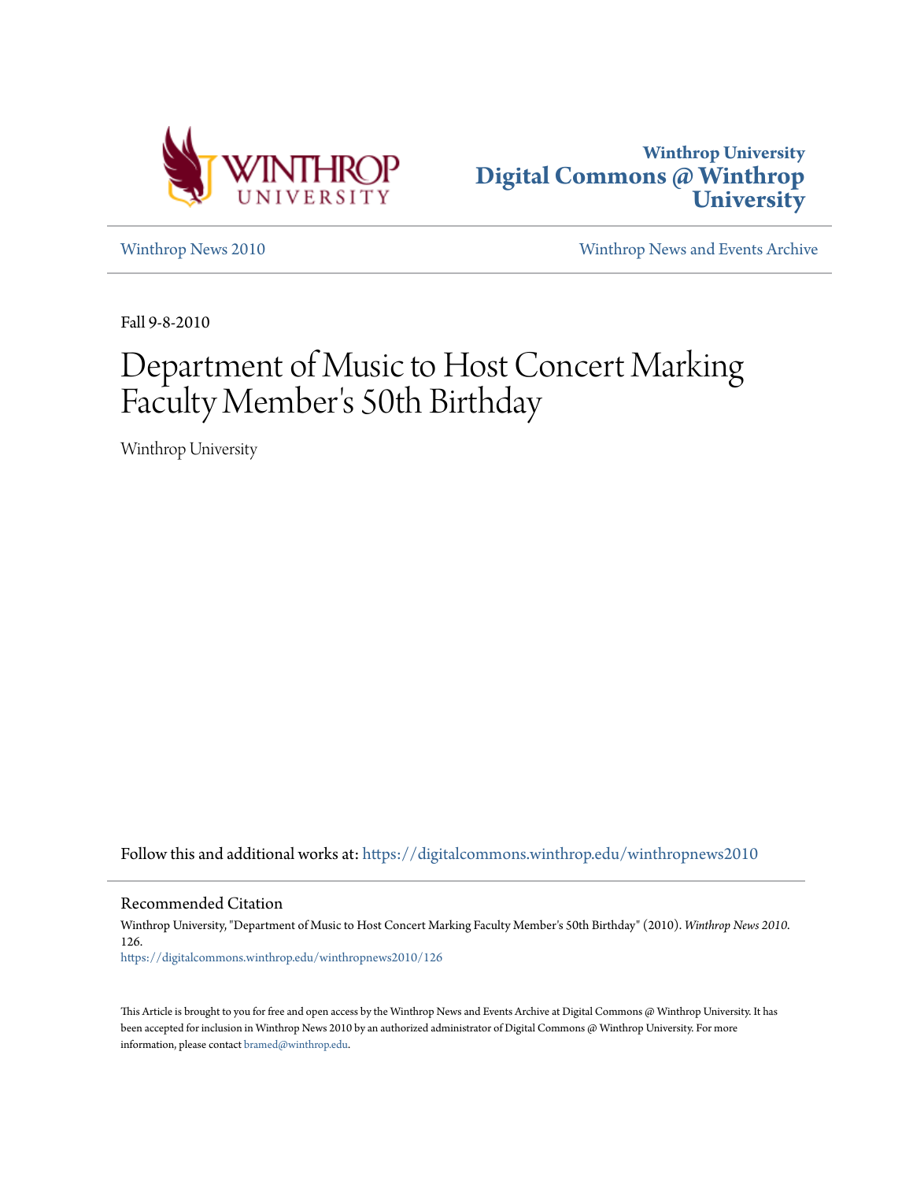Winthrop University
**Digital Commons @ Winthrop University**

[Winthrop News 2010](#) | [Winthrop News and Events Archive](#)

Fall 9-8-2010

# Department of Music to Host Concert Marking Faculty Member's 50th Birthday

Winthrop University

Follow this and additional works at: https://digitalcommons.winthrop.edu/winthropnews2010

## Recommended Citation

Winthrop University, "Department of Music to Host Concert Marking Faculty Member's 50th Birthday" (2010). *Winthrop News 2010*. 126.
https://digitalcommons.winthrop.edu/winthropnews2010/126

This Article is brought to you for free and open access by the Winthrop News and Events Archive at Digital Commons @ Winthrop University. It has been accepted for inclusion in Winthrop News 2010 by an authorized administrator of Digital Commons @ Winthrop University. For more information, please contact bramed@winthrop.edu.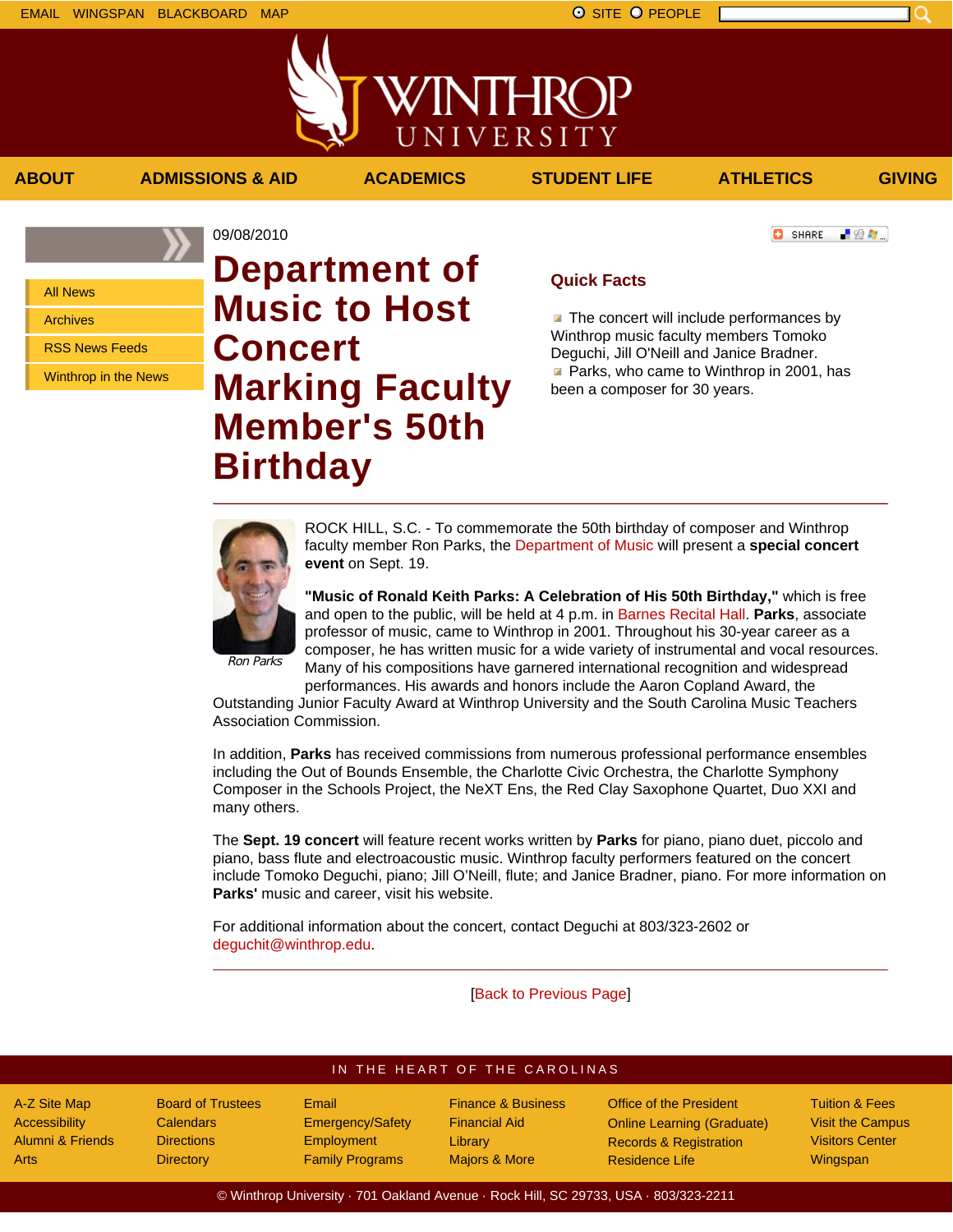EMAIL WINGSPAN BLACKBOARD MAP

SITE PEOPLE

WINTHROP UNIVERSITY

ABOUT ADMISSIONS & AID ACADEMICS STUDENT LIFE ATHLETICS GIVING

- All News
- Archives
- RSS News Feeds
- Winthrop in the News

09/08/2010

# Department of Music to Host Concert Marking Faculty Member's 50th Birthday

## Quick Facts

- The concert will include performances by Winthrop music faculty members Tomoko Deguchi, Jill O'Neill and Janice Bradner.
- Parks, who came to Winthrop in 2001, has been a composer for 30 years.

*Ron Parks*

ROCK HILL, S.C. - To commemorate the 50th birthday of composer and Winthrop faculty member Ron Parks, the Department of Music will present a **special concert event** on Sept. 19.

**"Music of Ronald Keith Parks: A Celebration of His 50th Birthday,"** which is free and open to the public, will be held at 4 p.m. in Barnes Recital Hall. **Parks**, associate professor of music, came to Winthrop in 2001. Throughout his 30-year career as a composer, he has written music for a wide variety of instrumental and vocal resources. Many of his compositions have garnered international recognition and widespread performances. His awards and honors include the Aaron Copland Award, the Outstanding Junior Faculty Award at Winthrop University and the South Carolina Music Teachers Association Commission.

In addition, **Parks** has received commissions from numerous professional performance ensembles including the Out of Bounds Ensemble, the Charlotte Civic Orchestra, the Charlotte Symphony Composer in the Schools Project, the NeXT Ens, the Red Clay Saxophone Quartet, Duo XXI and many others.

The **Sept. 19 concert** will feature recent works written by **Parks** for piano, piano duet, piccolo and piano, bass flute and electroacoustic music. Winthrop faculty performers featured on the concert include Tomoko Deguchi, piano; Jill O'Neill, flute; and Janice Bradner, piano. For more information on **Parks'** music and career, visit his website.

For additional information about the concert, contact Deguchi at 803/323-2602 or deguchit@winthrop.edu.

[Back to Previous Page]

IN THE HEART OF THE CAROLINAS

| | | | | | |
|---|---|---|---|---|---|
| A-Z Site Map | Board of Trustees | Email | Finance & Business | Office of the President | Tuition & Fees |
| Accessibility | Calendars | Emergency/Safety | Financial Aid | Online Learning (Graduate) | Visit the Campus |
| Alumni & Friends | Directions | Employment | Library | Records & Registration | Visitors Center |
| Arts | Directory | Family Programs | Majors & More | Residence Life | Wingspan |

© Winthrop University · 701 Oakland Avenue · Rock Hill, SC 29733, USA · 803/323-2211